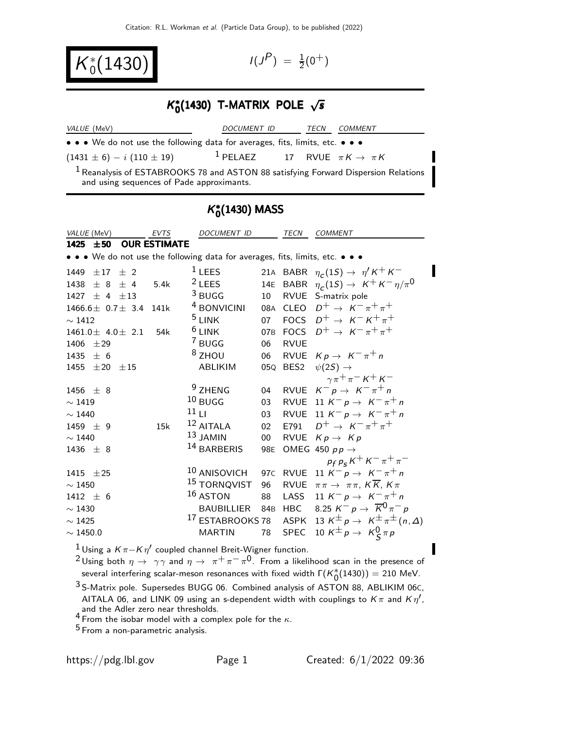# $K_0^*(1430)$

$I(J^P) = \frac{1}{2}(0^+)$

## $K_0^*(1430)$ T-MATRIX POLE $\sqrt{s}$

| VALUE (MeV) | DOCUMENT ID | | TECN | COMMENT |
|---|---|---|---|---|
| • • • We do not use the following data for averages, fits, limits, etc. • • • | | | | |
| $(1431 \pm 6) - i\,(110 \pm 19)$ | [1] PELAEZ | 17 | RVUE | $\pi K \to \pi K$ |

[1] Reanalysis of ESTABROOKS 78 and ASTON 88 satisfying Forward Dispersion Relations and using sequences of Pade approximants.

## $K_0^*(1430)$ MASS

| VALUE (MeV) | EVTS | DOCUMENT ID | | TECN | COMMENT |
|---|---|---|---|---|---|
| **1425 ±50 OUR ESTIMATE** | | | | | |
| • • • We do not use the following data for averages, fits, limits, etc. • • • | | | | | |
| 1449 ±17 ± 2 | | [1] LEES | 21A | BABR | $\eta_c(1S) \to \eta' K^+ K^-$ |
| 1438 ± 8 ± 4 | 5.4k | [2] LEES | 14E | BABR | $\eta_c(1S) \to K^+ K^- \eta/\pi^0$ |
| 1427 ± 4 ±13 | | [3] BUGG | 10 | RVUE | S-matrix pole |
| 1466.6± 0.7± 3.4 | 141k | [4] BONVICINI | 08A | CLEO | $D^+ \to K^- \pi^+ \pi^+$ |
| ~ 1412 | | [5] LINK | 07 | FOCS | $D^+ \to K^- K^+ \pi^+$ |
| 1461.0± 4.0± 2.1 | 54k | [6] LINK | 07B | FOCS | $D^+ \to K^- \pi^+ \pi^+$ |
| 1406 ±29 | | [7] BUGG | 06 | RVUE | |
| 1435 ± 6 | | [8] ZHOU | 06 | RVUE | $K p \to K^- \pi^+ n$ |
| 1455 ±20 ±15 | | ABLIKIM | 05Q | BES2 | $\psi(2S) \to \gamma \pi^+ \pi^- K^+ K^-$ |
| 1456 ± 8 | | [9] ZHENG | 04 | RVUE | $K^- p \to K^- \pi^+ n$ |
| ~ 1419 | | [10] BUGG | 03 | RVUE | 11 $K^- p \to K^- \pi^+ n$ |
| ~ 1440 | | [11] LI | 03 | RVUE | 11 $K^- p \to K^- \pi^+ n$ |
| 1459 ± 9 | 15k | [12] AITALA | 02 | E791 | $D^+ \to K^- \pi^+ \pi^+$ |
| ~ 1440 | | [13] JAMIN | 00 | RVUE | $K p \to K p$ |
| 1436 ± 8 | | [14] BARBERIS | 98E | OMEG | 450 $p p \to p_f p_s K^+ K^- \pi^+ \pi^-$ |
| 1415 ±25 | | [10] ANISOVICH | 97C | RVUE | 11 $K^- p \to K^- \pi^+ n$ |
| ~ 1450 | | [15] TORNQVIST | 96 | RVUE | $\pi\pi \to \pi\pi$, $K\overline{K}$, $K\pi$ |
| 1412 ± 6 | | [16] ASTON | 88 | LASS | 11 $K^- p \to K^- \pi^+ n$ |
| ~ 1430 | | BAUBILLIER | 84B | HBC | 8.25 $K^- p \to \overline{K}^0 \pi^- p$ |
| ~ 1425 | | [17] ESTABROOKS | 78 | ASPK | 13 $K^\pm p \to K^\pm \pi^\pm (n, \Delta)$ |
| ~ 1450.0 | | MARTIN | 78 | SPEC | 10 $K^\pm p \to K_S^0 \pi p$ |

[1] Using a $K\pi$–$K\eta'$ coupled channel Breit-Wigner function.

[2] Using both $\eta \to \gamma\gamma$ and $\eta \to \pi^+\pi^-\pi^0$. From a likelihood scan in the presence of several interfering scalar-meson resonances with fixed width $\Gamma(K_0^*(1430)) = 210$ MeV.

[3] S-Matrix pole. Supersedes BUGG 06. Combined analysis of ASTON 88, ABLIKIM 06C, AITALA 06, and LINK 09 using an s-dependent width with couplings to $K\pi$ and $K\eta'$, and the Adler zero near thresholds.

[4] From the isobar model with a complex pole for the $\kappa$.

[5] From a non-parametric analysis.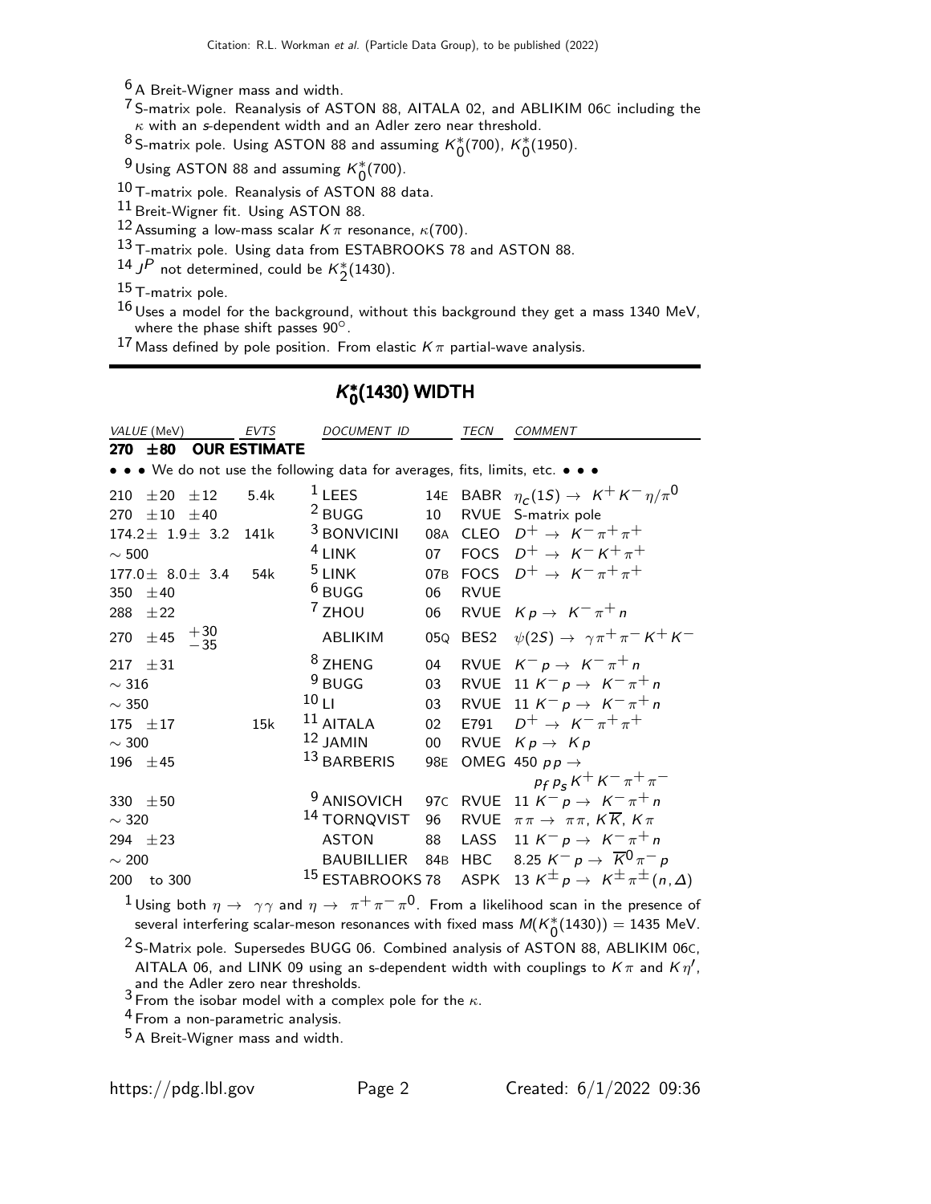[6] A Breit-Wigner mass and width.

[7] S-matrix pole. Reanalysis of ASTON 88, AITALA 02, and ABLIKIM 06C including the $\kappa$ with an $s$-dependent width and an Adler zero near threshold.

[8] S-matrix pole. Using ASTON 88 and assuming $K_0^*(700)$, $K_0^*(1950)$.

[9] Using ASTON 88 and assuming $K_0^*(700)$.

[10] T-matrix pole. Reanalysis of ASTON 88 data.

[11] Breit-Wigner fit. Using ASTON 88.

[12] Assuming a low-mass scalar $K\pi$ resonance, $\kappa(700)$.

[13] T-matrix pole. Using data from ESTABROOKS 78 and ASTON 88.

[14] $J^P$ not determined, could be $K_2^*(1430)$.

[15] T-matrix pole.

[16] Uses a model for the background, without this background they get a mass 1340 MeV, where the phase shift passes 90°.

[17] Mass defined by pole position. From elastic $K\pi$ partial-wave analysis.

## $K_0^*(1430)$ WIDTH

| VALUE (MeV) | EVTS | DOCUMENT ID | | TECN | COMMENT |
|---|---|---|---|---|---|
| **270 ±80 OUR ESTIMATE** | | | | | |
| • • • We do not use the following data for averages, fits, limits, etc. • • • | | | | | |
| 210 ±20 ±12 | 5.4k | [1] LEES | 14E | BABR | $\eta_c(1S) \rightarrow K^+K^-\eta/\pi^0$ |
| 270 ±10 ±40 | | [2] BUGG | 10 | RVUE | S-matrix pole |
| 174.2± 1.9± 3.2 | 141k | [3] BONVICINI | 08A | CLEO | $D^+ \rightarrow K^-\pi^+\pi^+$ |
| ∼ 500 | | [4] LINK | 07 | FOCS | $D^+ \rightarrow K^-K^+\pi^+$ |
| 177.0± 8.0± 3.4 | 54k | [5] LINK | 07B | FOCS | $D^+ \rightarrow K^-\pi^+\pi^+$ |
| 350 ±40 | | [6] BUGG | 06 | RVUE | |
| 288 ±22 | | [7] ZHOU | 06 | RVUE | $Kp \rightarrow K^-\pi^+n$ |
| 270 ±45 $^{+30}_{-35}$ | | ABLIKIM | 05Q | BES2 | $\psi(2S) \rightarrow \gamma\pi^+\pi^-K^+K^-$ |
| 217 ±31 | | [8] ZHENG | 04 | RVUE | $K^-p \rightarrow K^-\pi^+n$ |
| ∼ 316 | | [9] BUGG | 03 | RVUE | 11 $K^-p \rightarrow K^-\pi^+n$ |
| ∼ 350 | | [10] LI | 03 | RVUE | 11 $K^-p \rightarrow K^-\pi^+n$ |
| 175 ±17 | 15k | [11] AITALA | 02 | E791 | $D^+ \rightarrow K^-\pi^+\pi^+$ |
| ∼ 300 | | [12] JAMIN | 00 | RVUE | $Kp \rightarrow Kp$ |
| 196 ±45 | | [13] BARBERIS | 98E | OMEG | 450 $pp \rightarrow p_f p_s K^+K^-\pi^+\pi^-$ |
| 330 ±50 | | [9] ANISOVICH | 97C | RVUE | 11 $K^-p \rightarrow K^-\pi^+n$ |
| ∼ 320 | | [14] TORNQVIST | 96 | RVUE | $\pi\pi \rightarrow \pi\pi$, $K\overline{K}$, $K\pi$ |
| 294 ±23 | | ASTON | 88 | LASS | 11 $K^-p \rightarrow K^-\pi^+n$ |
| ∼ 200 | | BAUBILLIER | 84B | HBC | 8.25 $K^-p \rightarrow \overline{K}^0\pi^-p$ |
| 200 to 300 | | [15] ESTABROOKS | 78 | ASPK | 13 $K^\pm p \rightarrow K^\pm\pi^\pm(n,\Delta)$ |

[1] Using both $\eta \rightarrow \gamma\gamma$ and $\eta \rightarrow \pi^+\pi^-\pi^0$. From a likelihood scan in the presence of several interfering scalar-meson resonances with fixed mass $M(K_0^*(1430)) = 1435$ MeV.

[2] S-Matrix pole. Supersedes BUGG 06. Combined analysis of ASTON 88, ABLIKIM 06C, AITALA 06, and LINK 09 using an s-dependent width with couplings to $K\pi$ and $K\eta'$, and the Adler zero near thresholds.

[3] From the isobar model with a complex pole for the $\kappa$.

[4] From a non-parametric analysis.

[5] A Breit-Wigner mass and width.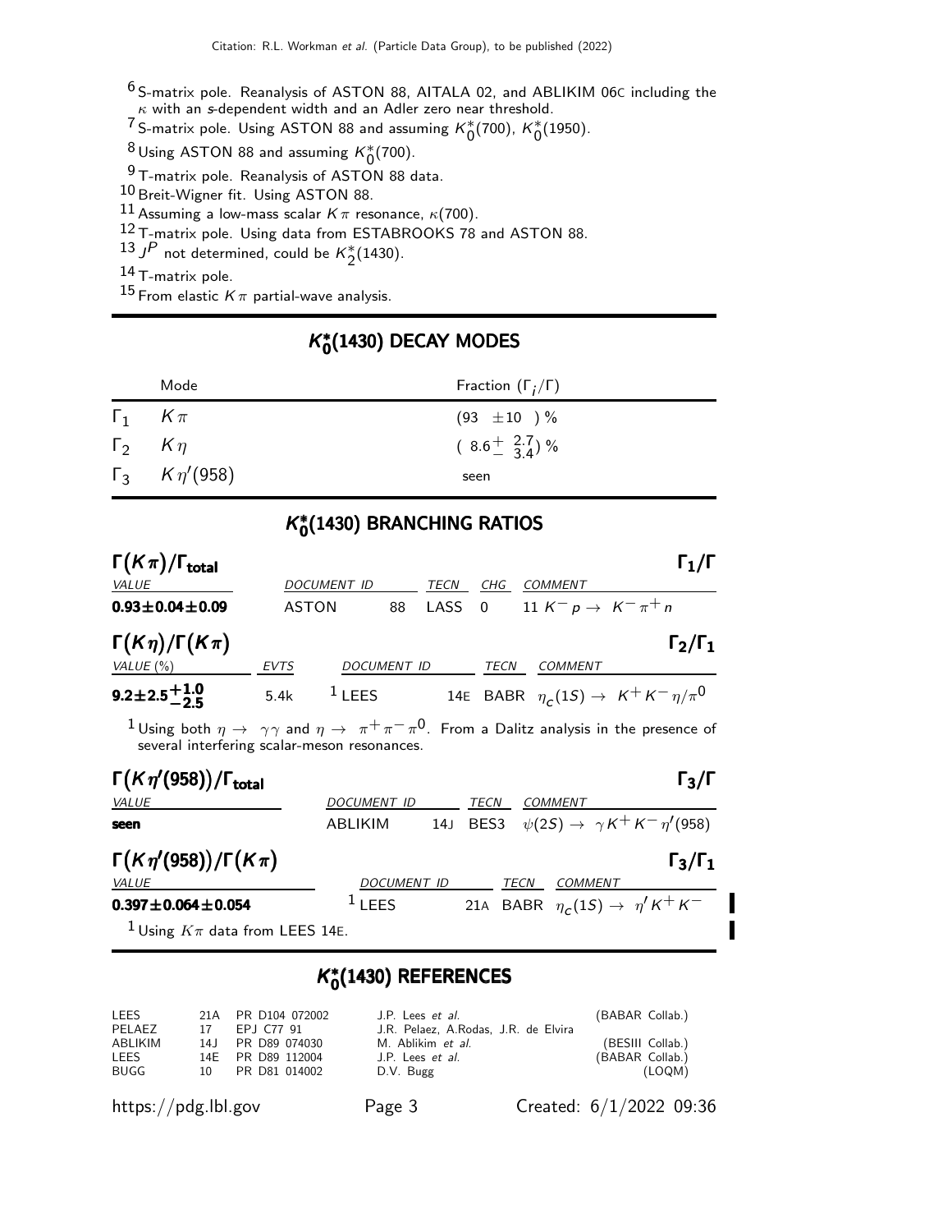[6] S-matrix pole. Reanalysis of ASTON 88, AITALA 02, and ABLIKIM 06C including the $\kappa$ with an $s$-dependent width and an Adler zero near threshold.

[7] S-matrix pole. Using ASTON 88 and assuming $K_0^*(700)$, $K_0^*(1950)$.

[8] Using ASTON 88 and assuming $K_0^*(700)$.

[9] T-matrix pole. Reanalysis of ASTON 88 data.

[10] Breit-Wigner fit. Using ASTON 88.

[11] Assuming a low-mass scalar $K\pi$ resonance, $\kappa(700)$.

[12] T-matrix pole. Using data from ESTABROOKS 78 and ASTON 88.

[13] $J^P$ not determined, could be $K_2^*(1430)$.

[14] T-matrix pole.

[15] From elastic $K\pi$ partial-wave analysis.

## $K_0^*(1430)$ DECAY MODES

| | Mode | Fraction ($\Gamma_i/\Gamma$) |
|---|---|---|
| $\Gamma_1$ | $K\pi$ | $(93 \pm 10)$ % |
| $\Gamma_2$ | $K\eta$ | $(8.6^{+2.7}_{-3.4})$ % |
| $\Gamma_3$ | $K\eta'(958)$ | seen |

## $K_0^*(1430)$ BRANCHING RATIOS

### $\Gamma(K\pi)/\Gamma_{\text{total}}$ — $\Gamma_1/\Gamma$

| VALUE | DOCUMENT ID | | TECN | CHG | COMMENT |
|---|---|---|---|---|---|
| **$0.93 \pm 0.04 \pm 0.09$** | ASTON | 88 | LASS | 0 | 11 $K^- p \to K^- \pi^+ n$ |

### $\Gamma(K\eta)/\Gamma(K\pi)$ — $\Gamma_2/\Gamma_1$

| VALUE (%) | EVTS | DOCUMENT ID | | TECN | COMMENT |
|---|---|---|---|---|---|
| **$9.2 \pm 2.5^{+1.0}_{-2.5}$** | 5.4k | [1] LEES | 14E | BABR | $\eta_c(1S) \to K^+ K^- \eta/\pi^0$ |

[1] Using both $\eta \to \gamma\gamma$ and $\eta \to \pi^+\pi^-\pi^0$. From a Dalitz analysis in the presence of several interfering scalar-meson resonances.

### $\Gamma(K\eta'(958))/\Gamma_{\text{total}}$ — $\Gamma_3/\Gamma$

| VALUE | DOCUMENT ID | | TECN | COMMENT |
|---|---|---|---|---|
| **seen** | ABLIKIM | 14J | BES3 | $\psi(2S) \to \gamma K^+ K^- \eta'(958)$ |

### $\Gamma(K\eta'(958))/\Gamma(K\pi)$ — $\Gamma_3/\Gamma_1$

| VALUE | DOCUMENT ID | | TECN | COMMENT |
|---|---|---|---|---|
| **$0.397 \pm 0.064 \pm 0.054$** | [1] LEES | 21A | BABR | $\eta_c(1S) \to \eta' K^+ K^-$ |

[1] Using $K\pi$ data from LEES 14E.

## $K_0^*(1430)$ REFERENCES

| | | | | |
|---|---|---|---|---|
| LEES | 21A | PR D104 072002 | J.P. Lees *et al.* | (BABAR Collab.) |
| PELAEZ | 17 | EPJ C77 91 | J.R. Pelaez, A.Rodas, J.R. de Elvira | |
| ABLIKIM | 14J | PR D89 074030 | M. Ablikim *et al.* | (BESIII Collab.) |
| LEES | 14E | PR D89 112004 | J.P. Lees *et al.* | (BABAR Collab.) |
| BUGG | 10 | PR D81 014002 | D.V. Bugg | (LOQM) |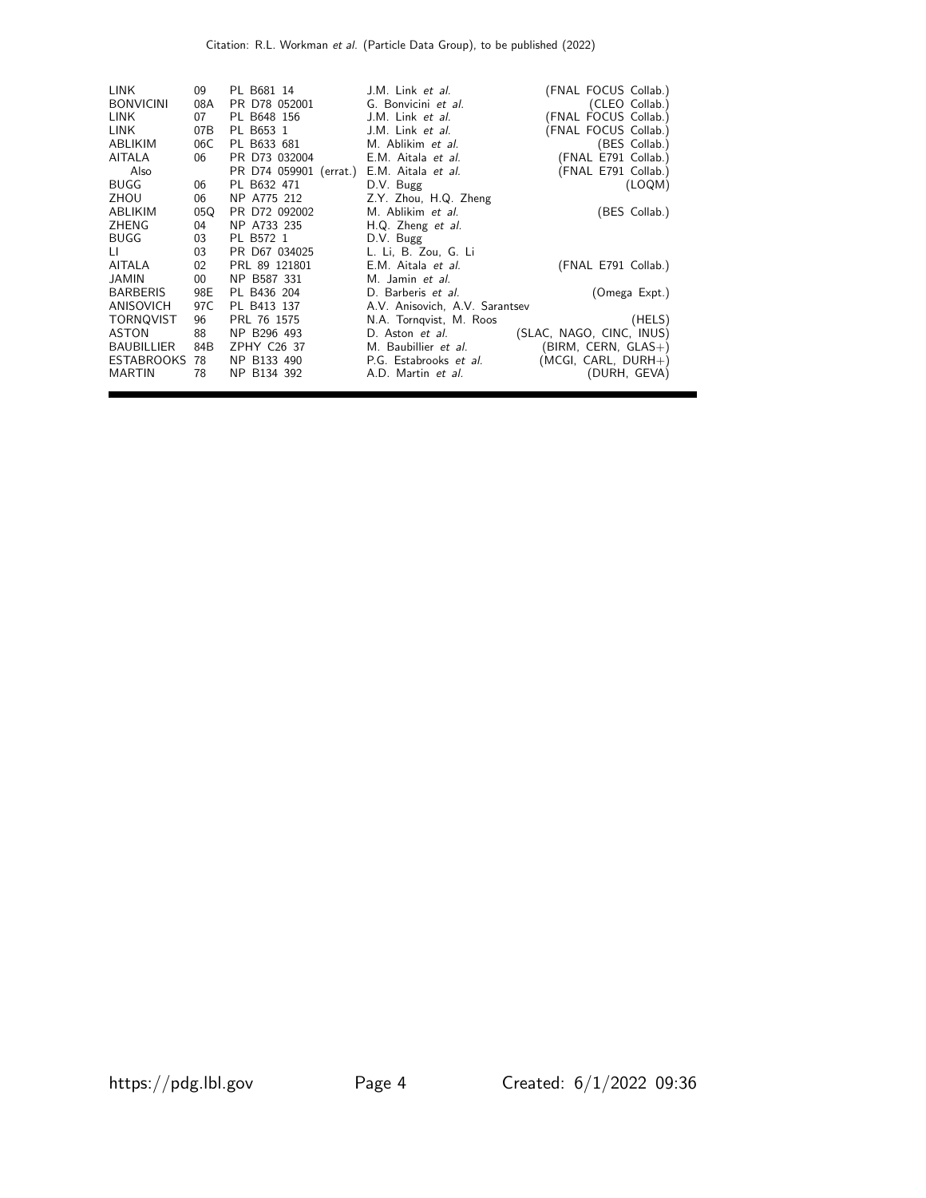| | | | | |
|---|---|---|---|---|
| LINK | 09 | PL B681 14 | J.M. Link *et al.* | (FNAL FOCUS Collab.) |
| BONVICINI | 08A | PR D78 052001 | G. Bonvicini *et al.* | (CLEO Collab.) |
| LINK | 07 | PL B648 156 | J.M. Link *et al.* | (FNAL FOCUS Collab.) |
| LINK | 07B | PL B653 1 | J.M. Link *et al.* | (FNAL FOCUS Collab.) |
| ABLIKIM | 06C | PL B633 681 | M. Ablikim *et al.* | (BES Collab.) |
| AITALA | 06 | PR D73 032004 | E.M. Aitala *et al.* | (FNAL E791 Collab.) |
| Also | | PR D74 059901 (errat.) | E.M. Aitala *et al.* | (FNAL E791 Collab.) |
| BUGG | 06 | PL B632 471 | D.V. Bugg | (LOQM) |
| ZHOU | 06 | NP A775 212 | Z.Y. Zhou, H.Q. Zheng | |
| ABLIKIM | 05Q | PR D72 092002 | M. Ablikim *et al.* | (BES Collab.) |
| ZHENG | 04 | NP A733 235 | H.Q. Zheng *et al.* | |
| BUGG | 03 | PL B572 1 | D.V. Bugg | |
| LI | 03 | PR D67 034025 | L. Li, B. Zou, G. Li | |
| AITALA | 02 | PRL 89 121801 | E.M. Aitala *et al.* | (FNAL E791 Collab.) |
| JAMIN | 00 | NP B587 331 | M. Jamin *et al.* | |
| BARBERIS | 98E | PL B436 204 | D. Barberis *et al.* | (Omega Expt.) |
| ANISOVICH | 97C | PL B413 137 | A.V. Anisovich, A.V. Sarantsev | |
| TORNQVIST | 96 | PRL 76 1575 | N.A. Tornqvist, M. Roos | (HELS) |
| ASTON | 88 | NP B296 493 | D. Aston *et al.* | (SLAC, NAGO, CINC, INUS) |
| BAUBILLIER | 84B | ZPHY C26 37 | M. Baubillier *et al.* | (BIRM, CERN, GLAS+) |
| ESTABROOKS | 78 | NP B133 490 | P.G. Estabrooks *et al.* | (MCGI, CARL, DURH+) |
| MARTIN | 78 | NP B134 392 | A.D. Martin *et al.* | (DURH, GEVA) |